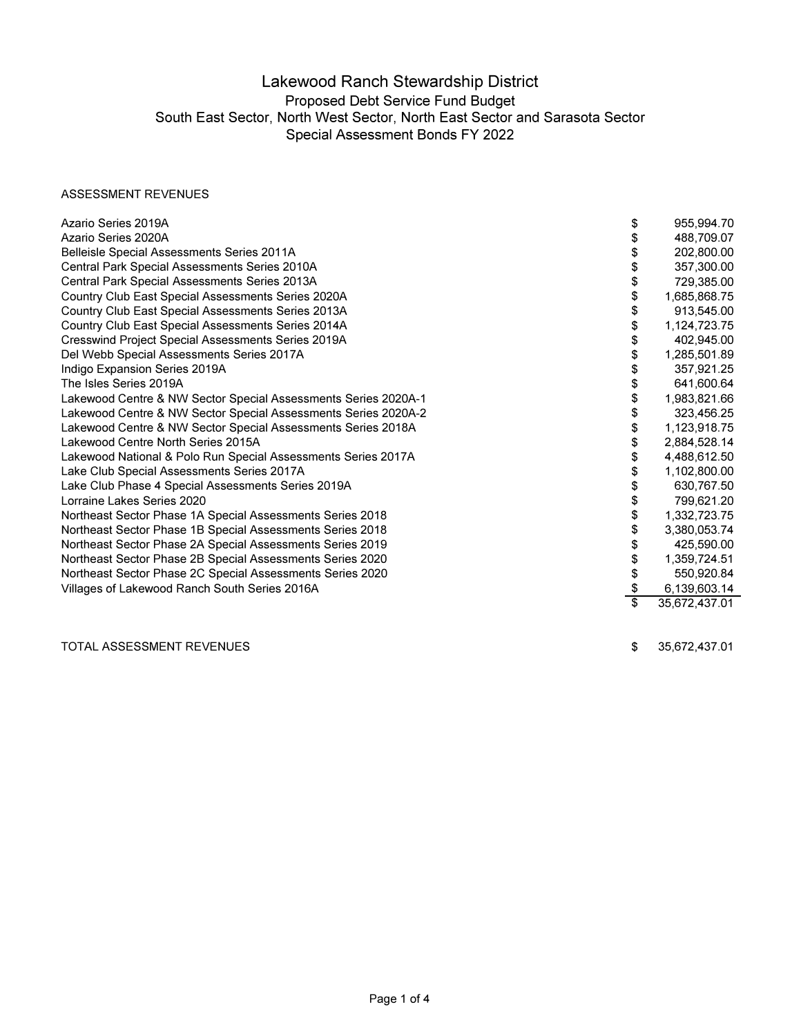# Lakewood Ranch Stewardship District

## Proposed Debt Service Fund Budget

## South East Sector, North West Sector, North East Sector and Sarasota Sector

## Special Assessment Bonds FY 2022

ASSESSMENT REVENUES

| | |
|---|---|
| Azario Series 2019A | $ 955,994.70 |
| Azario Series 2020A | $ 488,709.07 |
| Belleisle Special Assessments Series 2011A | $ 202,800.00 |
| Central Park Special Assessments Series 2010A | $ 357,300.00 |
| Central Park Special Assessments Series 2013A | $ 729,385.00 |
| Country Club East Special Assessments Series 2020A | $ 1,685,868.75 |
| Country Club East Special Assessments Series 2013A | $ 913,545.00 |
| Country Club East Special Assessments Series 2014A | $ 1,124,723.75 |
| Cresswind Project Special Assessments Series 2019A | $ 402,945.00 |
| Del Webb Special Assessments Series 2017A | $ 1,285,501.89 |
| Indigo Expansion Series 2019A | $ 357,921.25 |
| The Isles Series 2019A | $ 641,600.64 |
| Lakewood Centre & NW Sector Special Assessments Series 2020A-1 | $ 1,983,821.66 |
| Lakewood Centre & NW Sector Special Assessments Series 2020A-2 | $ 323,456.25 |
| Lakewood Centre & NW Sector Special Assessments Series 2018A | $ 1,123,918.75 |
| Lakewood Centre North Series 2015A | $ 2,884,528.14 |
| Lakewood National & Polo Run Special Assessments Series 2017A | $ 4,488,612.50 |
| Lake Club Special Assessments Series 2017A | $ 1,102,800.00 |
| Lake Club Phase 4 Special Assessments Series 2019A | $ 630,767.50 |
| Lorraine Lakes Series 2020 | $ 799,621.20 |
| Northeast Sector Phase 1A Special Assessments Series 2018 | $ 1,332,723.75 |
| Northeast Sector Phase 1B Special Assessments Series 2018 | $ 3,380,053.74 |
| Northeast Sector Phase 2A Special Assessments Series 2019 | $ 425,590.00 |
| Northeast Sector Phase 2B Special Assessments Series 2020 | $ 1,359,724.51 |
| Northeast Sector Phase 2C Special Assessments Series 2020 | $ 550,920.84 |
| Villages of Lakewood Ranch South Series 2016A | $ 6,139,603.14 |
| | $ 35,672,437.01 |
| | |
| TOTAL ASSESSMENT REVENUES | $ 35,672,437.01 |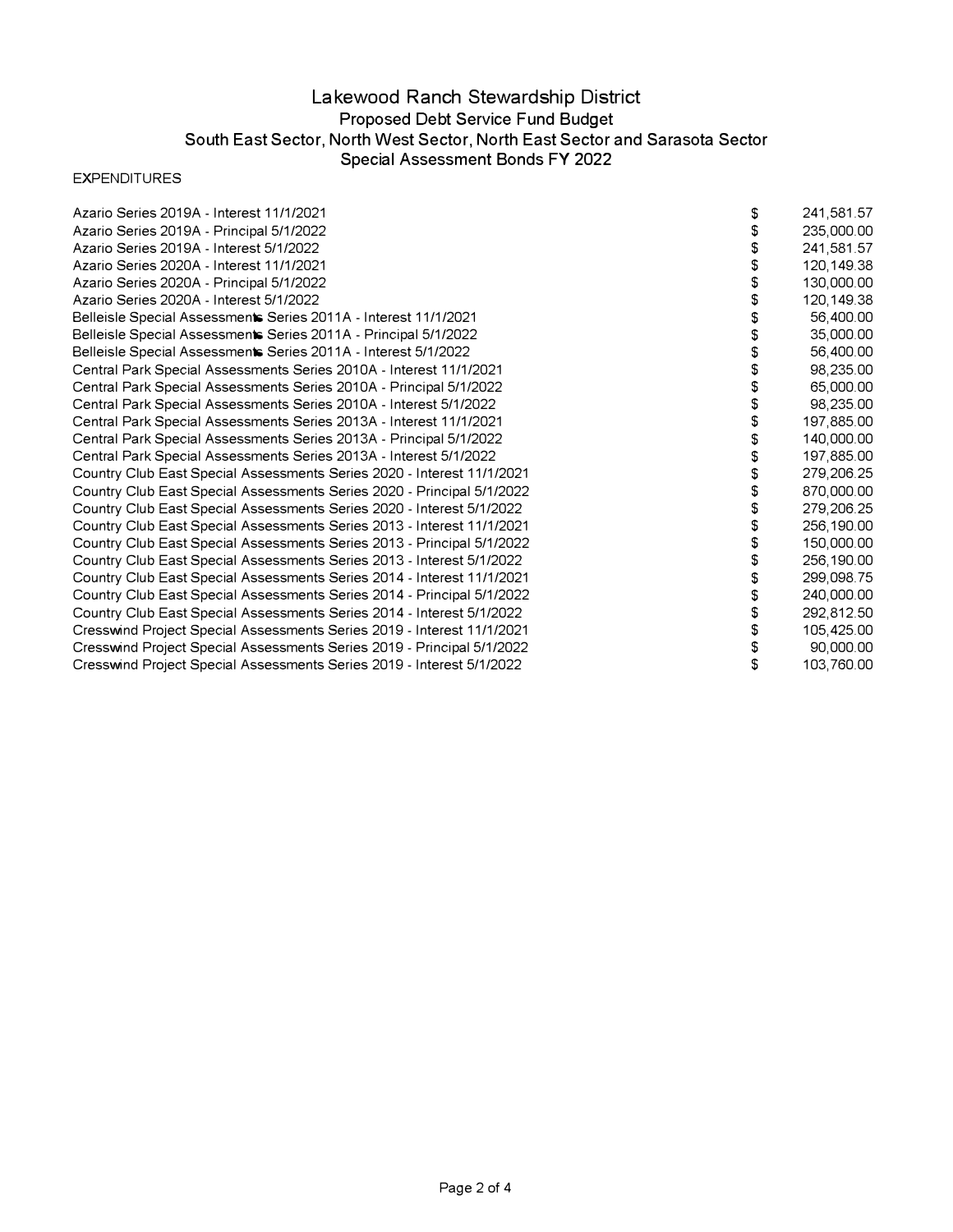# Lakewood Ranch Stewardship District

## Proposed Debt Service Fund Budget

## South East Sector, North West Sector, North East Sector and Sarasota Sector

## Special Assessment Bonds FY 2022

EXPENDITURES

| | | |
|---|---|---|
| Azario Series 2019A - Interest 11/1/2021 | $ | 241,581.57 |
| Azario Series 2019A - Principal 5/1/2022 | $ | 235,000.00 |
| Azario Series 2019A - Interest 5/1/2022 | $ | 241,581.57 |
| Azario Series 2020A - Interest 11/1/2021 | $ | 120,149.38 |
| Azario Series 2020A - Principal 5/1/2022 | $ | 130,000.00 |
| Azario Series 2020A - Interest 5/1/2022 | $ | 120,149.38 |
| Belleisle Special Assessments Series 2011A - Interest 11/1/2021 | $ | 56,400.00 |
| Belleisle Special Assessments Series 2011A - Principal 5/1/2022 | $ | 35,000.00 |
| Belleisle Special Assessments Series 2011A - Interest 5/1/2022 | $ | 56,400.00 |
| Central Park Special Assessments Series 2010A - Interest 11/1/2021 | $ | 98,235.00 |
| Central Park Special Assessments Series 2010A - Principal 5/1/2022 | $ | 65,000.00 |
| Central Park Special Assessments Series 2010A - Interest 5/1/2022 | $ | 98,235.00 |
| Central Park Special Assessments Series 2013A - Interest 11/1/2021 | $ | 197,885.00 |
| Central Park Special Assessments Series 2013A - Principal 5/1/2022 | $ | 140,000.00 |
| Central Park Special Assessments Series 2013A - Interest 5/1/2022 | $ | 197,885.00 |
| Country Club East Special Assessments Series 2020 - Interest 11/1/2021 | $ | 279,206.25 |
| Country Club East Special Assessments Series 2020 - Principal 5/1/2022 | $ | 870,000.00 |
| Country Club East Special Assessments Series 2020 - Interest 5/1/2022 | $ | 279,206.25 |
| Country Club East Special Assessments Series 2013 - Interest 11/1/2021 | $ | 256,190.00 |
| Country Club East Special Assessments Series 2013 - Principal 5/1/2022 | $ | 150,000.00 |
| Country Club East Special Assessments Series 2013 - Interest 5/1/2022 | $ | 256,190.00 |
| Country Club East Special Assessments Series 2014 - Interest 11/1/2021 | $ | 299,098.75 |
| Country Club East Special Assessments Series 2014 - Principal 5/1/2022 | $ | 240,000.00 |
| Country Club East Special Assessments Series 2014 - Interest 5/1/2022 | $ | 292,812.50 |
| Cresswind Project Special Assessments Series 2019 - Interest 11/1/2021 | $ | 105,425.00 |
| Cresswind Project Special Assessments Series 2019 - Principal 5/1/2022 | $ | 90,000.00 |
| Cresswind Project Special Assessments Series 2019 - Interest 5/1/2022 | $ | 103,760.00 |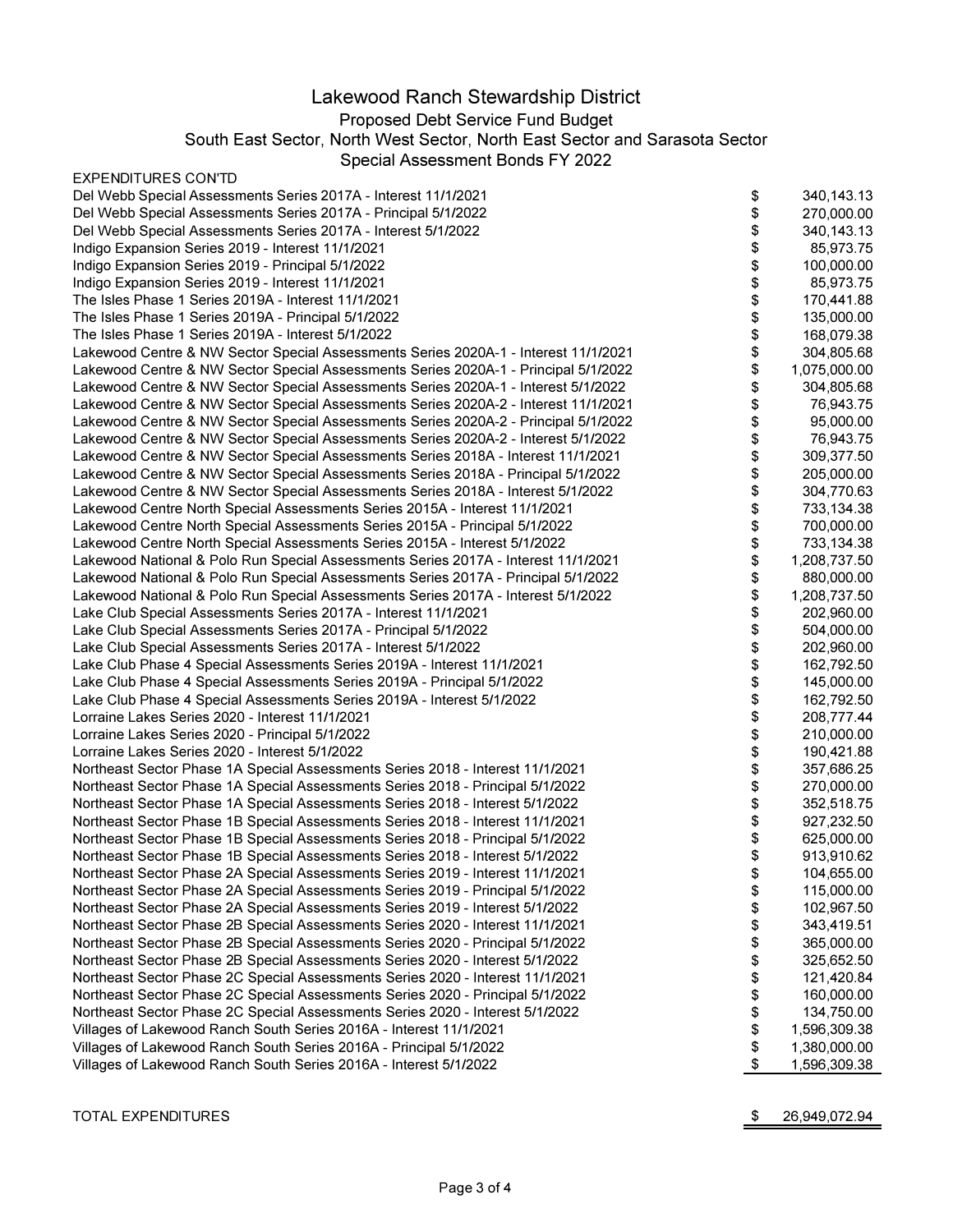# Lakewood Ranch Stewardship District

## Proposed Debt Service Fund Budget

## South East Sector, North West Sector, North East Sector and Sarasota Sector

## Special Assessment Bonds FY 2022

| EXPENDITURES CON'TD | | |
|---|---|---|
| Del Webb Special Assessments Series 2017A - Interest 11/1/2021 | $ | 340,143.13 |
| Del Webb Special Assessments Series 2017A - Principal 5/1/2022 | $ | 270,000.00 |
| Del Webb Special Assessments Series 2017A - Interest 5/1/2022 | $ | 340,143.13 |
| Indigo Expansion Series 2019 - Interest 11/1/2021 | $ | 85,973.75 |
| Indigo Expansion Series 2019 - Principal 5/1/2022 | $ | 100,000.00 |
| Indigo Expansion Series 2019 - Interest 11/1/2021 | $ | 85,973.75 |
| The Isles Phase 1 Series 2019A - Interest 11/1/2021 | $ | 170,441.88 |
| The Isles Phase 1 Series 2019A - Principal 5/1/2022 | $ | 135,000.00 |
| The Isles Phase 1 Series 2019A - Interest 5/1/2022 | $ | 168,079.38 |
| Lakewood Centre & NW Sector Special Assessments Series 2020A-1 - Interest 11/1/2021 | $ | 304,805.68 |
| Lakewood Centre & NW Sector Special Assessments Series 2020A-1 - Principal 5/1/2022 | $ | 1,075,000.00 |
| Lakewood Centre & NW Sector Special Assessments Series 2020A-1 - Interest 5/1/2022 | $ | 304,805.68 |
| Lakewood Centre & NW Sector Special Assessments Series 2020A-2 - Interest 11/1/2021 | $ | 76,943.75 |
| Lakewood Centre & NW Sector Special Assessments Series 2020A-2 - Principal 5/1/2022 | $ | 95,000.00 |
| Lakewood Centre & NW Sector Special Assessments Series 2020A-2 - Interest 5/1/2022 | $ | 76,943.75 |
| Lakewood Centre & NW Sector Special Assessments Series 2018A - Interest 11/1/2021 | $ | 309,377.50 |
| Lakewood Centre & NW Sector Special Assessments Series 2018A - Principal 5/1/2022 | $ | 205,000.00 |
| Lakewood Centre & NW Sector Special Assessments Series 2018A - Interest 5/1/2022 | $ | 304,770.63 |
| Lakewood Centre North Special Assessments Series 2015A - Interest 11/1/2021 | $ | 733,134.38 |
| Lakewood Centre North Special Assessments Series 2015A - Principal 5/1/2022 | $ | 700,000.00 |
| Lakewood Centre North Special Assessments Series 2015A - Interest 5/1/2022 | $ | 733,134.38 |
| Lakewood National & Polo Run Special Assessments Series 2017A - Interest 11/1/2021 | $ | 1,208,737.50 |
| Lakewood National & Polo Run Special Assessments Series 2017A - Principal 5/1/2022 | $ | 880,000.00 |
| Lakewood National & Polo Run Special Assessments Series 2017A - Interest 5/1/2022 | $ | 1,208,737.50 |
| Lake Club Special Assessments Series 2017A - Interest 11/1/2021 | $ | 202,960.00 |
| Lake Club Special Assessments Series 2017A - Principal 5/1/2022 | $ | 504,000.00 |
| Lake Club Special Assessments Series 2017A - Interest 5/1/2022 | $ | 202,960.00 |
| Lake Club Phase 4 Special Assessments Series 2019A - Interest 11/1/2021 | $ | 162,792.50 |
| Lake Club Phase 4 Special Assessments Series 2019A - Principal 5/1/2022 | $ | 145,000.00 |
| Lake Club Phase 4 Special Assessments Series 2019A - Interest 5/1/2022 | $ | 162,792.50 |
| Lorraine Lakes Series 2020 - Interest 11/1/2021 | $ | 208,777.44 |
| Lorraine Lakes Series 2020 - Principal 5/1/2022 | $ | 210,000.00 |
| Lorraine Lakes Series 2020 - Interest 5/1/2022 | $ | 190,421.88 |
| Northeast Sector Phase 1A Special Assessments Series 2018 - Interest 11/1/2021 | $ | 357,686.25 |
| Northeast Sector Phase 1A Special Assessments Series 2018 - Principal 5/1/2022 | $ | 270,000.00 |
| Northeast Sector Phase 1A Special Assessments Series 2018 - Interest 5/1/2022 | $ | 352,518.75 |
| Northeast Sector Phase 1B Special Assessments Series 2018 - Interest 11/1/2021 | $ | 927,232.50 |
| Northeast Sector Phase 1B Special Assessments Series 2018 - Principal 5/1/2022 | $ | 625,000.00 |
| Northeast Sector Phase 1B Special Assessments Series 2018 - Interest 5/1/2022 | $ | 913,910.62 |
| Northeast Sector Phase 2A Special Assessments Series 2019 - Interest 11/1/2021 | $ | 104,655.00 |
| Northeast Sector Phase 2A Special Assessments Series 2019 - Principal 5/1/2022 | $ | 115,000.00 |
| Northeast Sector Phase 2A Special Assessments Series 2019 - Interest 5/1/2022 | $ | 102,967.50 |
| Northeast Sector Phase 2B Special Assessments Series 2020 - Interest 11/1/2021 | $ | 343,419.51 |
| Northeast Sector Phase 2B Special Assessments Series 2020 - Principal 5/1/2022 | $ | 365,000.00 |
| Northeast Sector Phase 2B Special Assessments Series 2020 - Interest 5/1/2022 | $ | 325,652.50 |
| Northeast Sector Phase 2C Special Assessments Series 2020 - Interest 11/1/2021 | $ | 121,420.84 |
| Northeast Sector Phase 2C Special Assessments Series 2020 - Principal 5/1/2022 | $ | 160,000.00 |
| Northeast Sector Phase 2C Special Assessments Series 2020 - Interest 5/1/2022 | $ | 134,750.00 |
| Villages of Lakewood Ranch South Series 2016A - Interest 11/1/2021 | $ | 1,596,309.38 |
| Villages of Lakewood Ranch South Series 2016A - Principal 5/1/2022 | $ | 1,380,000.00 |
| Villages of Lakewood Ranch South Series 2016A - Interest 5/1/2022 | $ | 1,596,309.38 |
| | | |
| TOTAL EXPENDITURES | $ | 26,949,072.94 |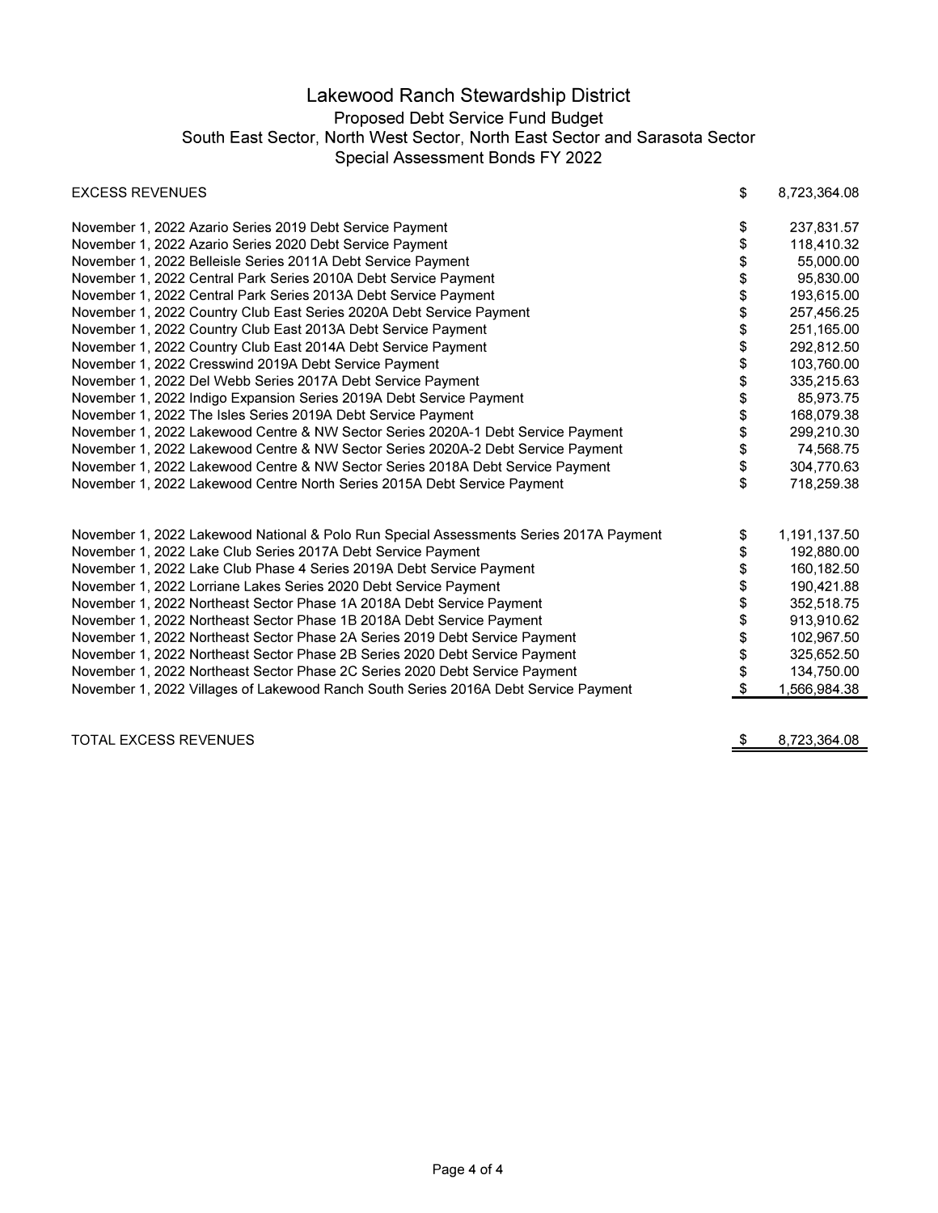# Lakewood Ranch Stewardship District

## Proposed Debt Service Fund Budget

## South East Sector, North West Sector, North East Sector and Sarasota Sector

## Special Assessment Bonds FY 2022

| | | |
|---|---|---|
| EXCESS REVENUES | $ | 8,723,364.08 |
| | | |
| November 1, 2022 Azario Series 2019 Debt Service Payment | $ | 237,831.57 |
| November 1, 2022 Azario Series 2020 Debt Service Payment | $ | 118,410.32 |
| November 1, 2022 Belleisle Series 2011A Debt Service Payment | $ | 55,000.00 |
| November 1, 2022 Central Park Series 2010A Debt Service Payment | $ | 95,830.00 |
| November 1, 2022 Central Park Series 2013A Debt Service Payment | $ | 193,615.00 |
| November 1, 2022 Country Club East Series 2020A Debt Service Payment | $ | 257,456.25 |
| November 1, 2022 Country Club East 2013A Debt Service Payment | $ | 251,165.00 |
| November 1, 2022 Country Club East 2014A Debt Service Payment | $ | 292,812.50 |
| November 1, 2022 Cresswind 2019A Debt Service Payment | $ | 103,760.00 |
| November 1, 2022 Del Webb Series 2017A Debt Service Payment | $ | 335,215.63 |
| November 1, 2022 Indigo Expansion Series 2019A Debt Service Payment | $ | 85,973.75 |
| November 1, 2022 The Isles Series 2019A Debt Service Payment | $ | 168,079.38 |
| November 1, 2022 Lakewood Centre & NW Sector Series 2020A-1 Debt Service Payment | $ | 299,210.30 |
| November 1, 2022 Lakewood Centre & NW Sector Series 2020A-2 Debt Service Payment | $ | 74,568.75 |
| November 1, 2022 Lakewood Centre & NW Sector Series 2018A Debt Service Payment | $ | 304,770.63 |
| November 1, 2022 Lakewood Centre North Series 2015A Debt Service Payment | $ | 718,259.38 |
| | | |
| November 1, 2022 Lakewood National & Polo Run Special Assessments Series 2017A Payment | $ | 1,191,137.50 |
| November 1, 2022 Lake Club Series 2017A Debt Service Payment | $ | 192,880.00 |
| November 1, 2022 Lake Club Phase 4 Series 2019A Debt Service Payment | $ | 160,182.50 |
| November 1, 2022 Lorriane Lakes Series 2020 Debt Service Payment | $ | 190,421.88 |
| November 1, 2022 Northeast Sector Phase 1A 2018A Debt Service Payment | $ | 352,518.75 |
| November 1, 2022 Northeast Sector Phase 1B 2018A Debt Service Payment | $ | 913,910.62 |
| November 1, 2022 Northeast Sector Phase 2A Series 2019 Debt Service Payment | $ | 102,967.50 |
| November 1, 2022 Northeast Sector Phase 2B Series 2020 Debt Service Payment | $ | 325,652.50 |
| November 1, 2022 Northeast Sector Phase 2C Series 2020 Debt Service Payment | $ | 134,750.00 |
| November 1, 2022 Villages of Lakewood Ranch South Series 2016A Debt Service Payment | $ | 1,566,984.38 |
| | | |
| TOTAL EXCESS REVENUES | $ | 8,723,364.08 |